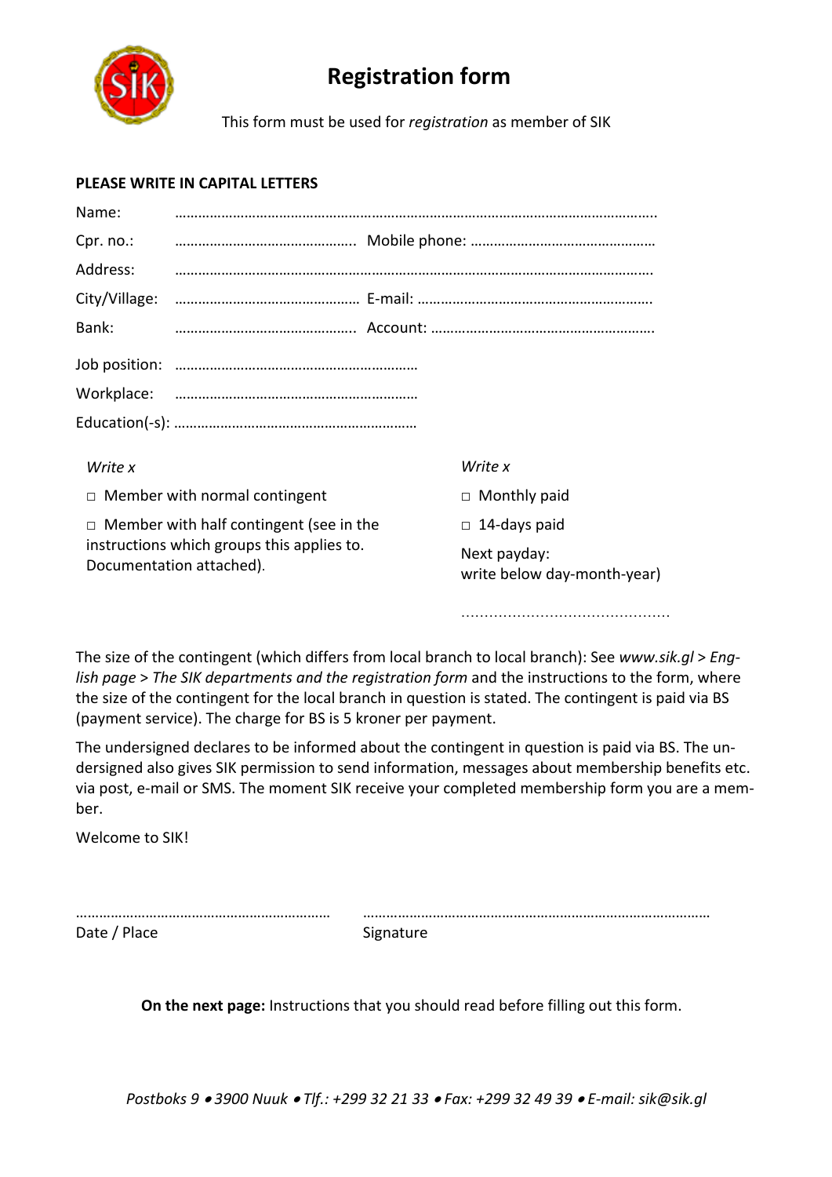# Registration form

This form must be used for *registration* as member of SIK

**PLEASE WRITE IN CAPITAL LETTERS**

Name: ……………………………………………………………………………………………………………..

Cpr. no.: ……………………………………….. Mobile phone: …………………………………………

Address: …………………………………………………………………………………………………………….

City/Village: ………………………………………. E-mail: …………………………………………………..

Bank: ……………………………………….. Account: ……………………………………………….

Job position: ……………………………………………………

Workplace: ……………………………………………………

Education(-s): ……………………………………………………

*Write x*

□ Member with normal contingent

□ Member with half contingent (see in the instructions which groups this applies to. Documentation attached).

*Write x*

□ Monthly paid

□ 14-days paid

Next payday:
write below day-month-year)

............................................

The size of the contingent (which differs from local branch to local branch): See *www.sik.gl* > *English page* > *The SIK departments and the registration form* and the instructions to the form, where the size of the contingent for the local branch in question is stated. The contingent is paid via BS (payment service). The charge for BS is 5 kroner per payment.

The undersigned declares to be informed about the contingent in question is paid via BS. The undersigned also gives SIK permission to send information, messages about membership benefits etc. via post, e-mail or SMS. The moment SIK receive your completed membership form you are a member.

Welcome to SIK!

………………………………………………………… ……………………………………………………………………………

Date / Place Signature

**On the next page:** Instructions that you should read before filling out this form.

*Postboks 9 • 3900 Nuuk • Tlf.: +299 32 21 33 • Fax: +299 32 49 39 • E-mail: sik@sik.gl*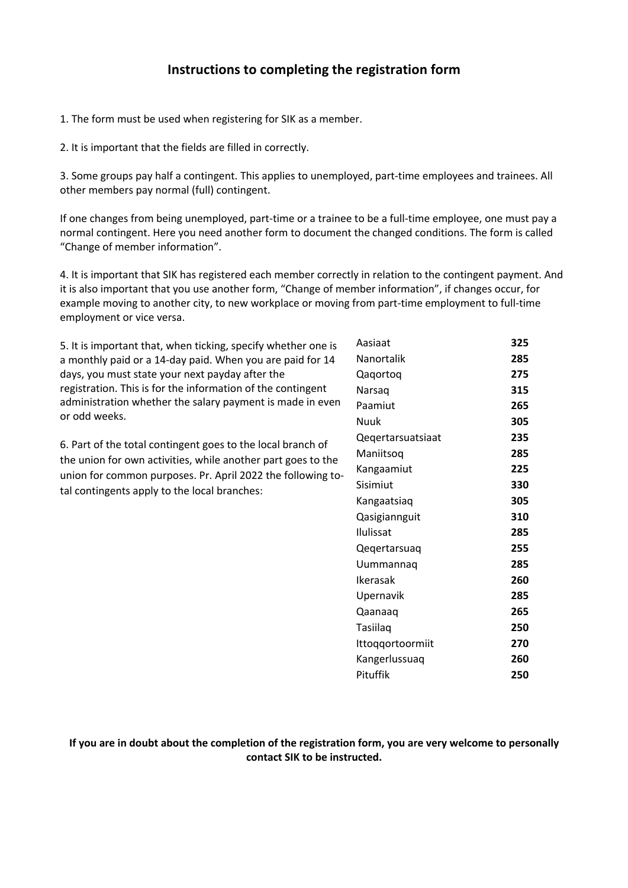# Instructions to completing the registration form

1. The form must be used when registering for SIK as a member.

2. It is important that the fields are filled in correctly.

3. Some groups pay half a contingent. This applies to unemployed, part-time employees and trainees. All other members pay normal (full) contingent.

If one changes from being unemployed, part-time or a trainee to be a full-time employee, one must pay a normal contingent. Here you need another form to document the changed conditions. The form is called "Change of member information".

4. It is important that SIK has registered each member correctly in relation to the contingent payment. And it is also important that you use another form, "Change of member information", if changes occur, for example moving to another city, to new workplace or moving from part-time employment to full-time employment or vice versa.

5. It is important that, when ticking, specify whether one is a monthly paid or a 14-day paid. When you are paid for 14 days, you must state your next payday after the registration. This is for the information of the contingent administration whether the salary payment is made in even or odd weeks.

6. Part of the total contingent goes to the local branch of the union for own activities, while another part goes to the union for common purposes. Pr. April 2022 the following total contingents apply to the local branches:

| | |
|---|---|
| Aasiaat | **325** |
| Nanortalik | **285** |
| Qaqortoq | **275** |
| Narsaq | **315** |
| Paamiut | **265** |
| Nuuk | **305** |
| Qeqertarsuatsiaat | **235** |
| Maniitsoq | **285** |
| Kangaamiut | **225** |
| Sisimiut | **330** |
| Kangaatsiaq | **305** |
| Qasigiannguit | **310** |
| Ilulissat | **285** |
| Qeqertarsuaq | **255** |
| Uummannaq | **285** |
| Ikerasak | **260** |
| Upernavik | **285** |
| Qaanaaq | **265** |
| Tasiilaq | **250** |
| Ittoqqortoormiit | **270** |
| Kangerlussuaq | **260** |
| Pituffik | **250** |

**If you are in doubt about the completion of the registration form, you are very welcome to personally contact SIK to be instructed.**